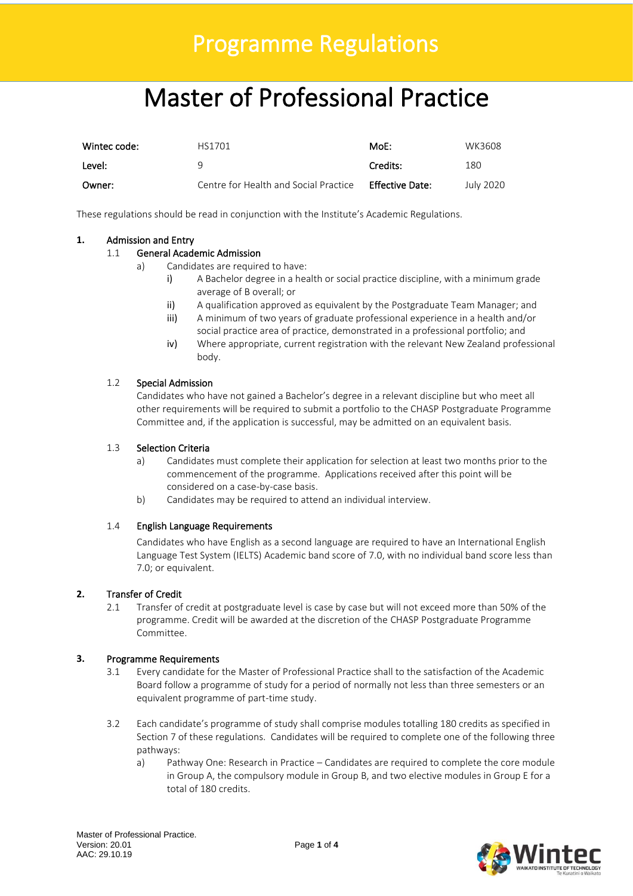# Programme Regulations

# Master of Professional Practice

| | | | |
|---|---|---|---|
| **Wintec code:** | HS1701 | **MoE:** | WK3608 |
| **Level:** | 9 | **Credits:** | 180 |
| **Owner:** | Centre for Health and Social Practice | **Effective Date:** | July 2020 |

These regulations should be read in conjunction with the Institute's Academic Regulations.

## 1. Admission and Entry

### 1.1 General Academic Admission

a) Candidates are required to have:

   i) A Bachelor degree in a health or social practice discipline, with a minimum grade average of B overall; or

   ii) A qualification approved as equivalent by the Postgraduate Team Manager; and

   iii) A minimum of two years of graduate professional experience in a health and/or social practice area of practice, demonstrated in a professional portfolio; and

   iv) Where appropriate, current registration with the relevant New Zealand professional body.

### 1.2 Special Admission

Candidates who have not gained a Bachelor's degree in a relevant discipline but who meet all other requirements will be required to submit a portfolio to the CHASP Postgraduate Programme Committee and, if the application is successful, may be admitted on an equivalent basis.

### 1.3 Selection Criteria

a) Candidates must complete their application for selection at least two months prior to the commencement of the programme. Applications received after this point will be considered on a case-by-case basis.

b) Candidates may be required to attend an individual interview.

### 1.4 English Language Requirements

Candidates who have English as a second language are required to have an International English Language Test System (IELTS) Academic band score of 7.0, with no individual band score less than 7.0; or equivalent.

## 2. Transfer of Credit

2.1 Transfer of credit at postgraduate level is case by case but will not exceed more than 50% of the programme. Credit will be awarded at the discretion of the CHASP Postgraduate Programme Committee.

## 3. Programme Requirements

3.1 Every candidate for the Master of Professional Practice shall to the satisfaction of the Academic Board follow a programme of study for a period of normally not less than three semesters or an equivalent programme of part-time study.

3.2 Each candidate's programme of study shall comprise modules totalling 180 credits as specified in Section 7 of these regulations. Candidates will be required to complete one of the following three pathways:

a) Pathway One: Research in Practice – Candidates are required to complete the core module in Group A, the compulsory module in Group B, and two elective modules in Group E for a total of 180 credits.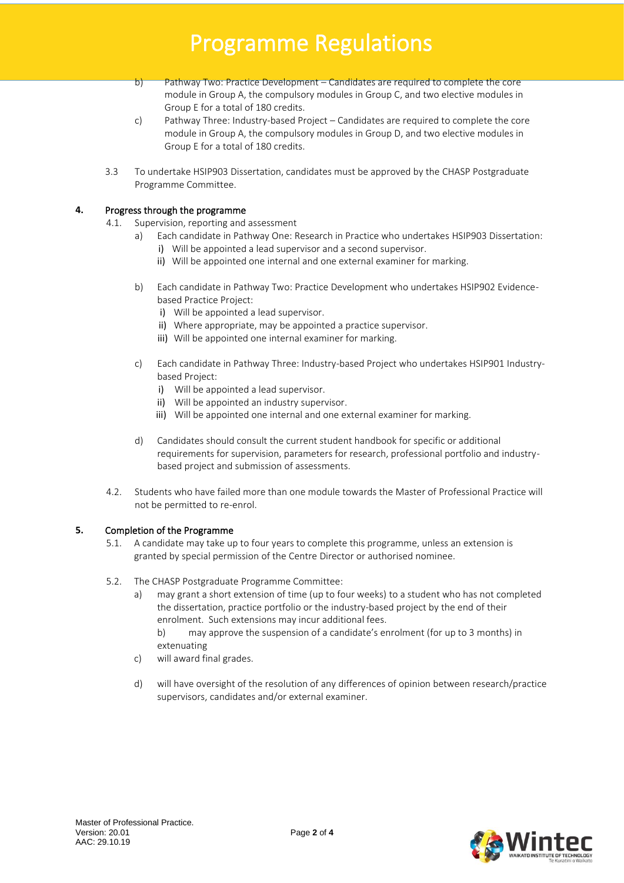b) Pathway Two: Practice Development – Candidates are required to complete the core module in Group A, the compulsory modules in Group C, and two elective modules in Group E for a total of 180 credits.

c) Pathway Three: Industry-based Project – Candidates are required to complete the core module in Group A, the compulsory modules in Group D, and two elective modules in Group E for a total of 180 credits.

3.3 To undertake HSIP903 Dissertation, candidates must be approved by the CHASP Postgraduate Programme Committee.

## 4. Progress through the programme

4.1. Supervision, reporting and assessment

a) Each candidate in Pathway One: Research in Practice who undertakes HSIP903 Dissertation:
   - i) Will be appointed a lead supervisor and a second supervisor.
   - ii) Will be appointed one internal and one external examiner for marking.

b) Each candidate in Pathway Two: Practice Development who undertakes HSIP902 Evidence-based Practice Project:
   - i) Will be appointed a lead supervisor.
   - ii) Where appropriate, may be appointed a practice supervisor.
   - iii) Will be appointed one internal examiner for marking.

c) Each candidate in Pathway Three: Industry-based Project who undertakes HSIP901 Industry-based Project:
   - i) Will be appointed a lead supervisor.
   - ii) Will be appointed an industry supervisor.
   - iii) Will be appointed one internal and one external examiner for marking.

d) Candidates should consult the current student handbook for specific or additional requirements for supervision, parameters for research, professional portfolio and industry-based project and submission of assessments.

4.2. Students who have failed more than one module towards the Master of Professional Practice will not be permitted to re-enrol.

## 5. Completion of the Programme

5.1. A candidate may take up to four years to complete this programme, unless an extension is granted by special permission of the Centre Director or authorised nominee.

5.2. The CHASP Postgraduate Programme Committee:

a) may grant a short extension of time (up to four weeks) to a student who has not completed the dissertation, practice portfolio or the industry-based project by the end of their enrolment. Such extensions may incur additional fees.

b) may approve the suspension of a candidate's enrolment (for up to 3 months) in extenuating

c) will award final grades.

d) will have oversight of the resolution of any differences of opinion between research/practice supervisors, candidates and/or external examiner.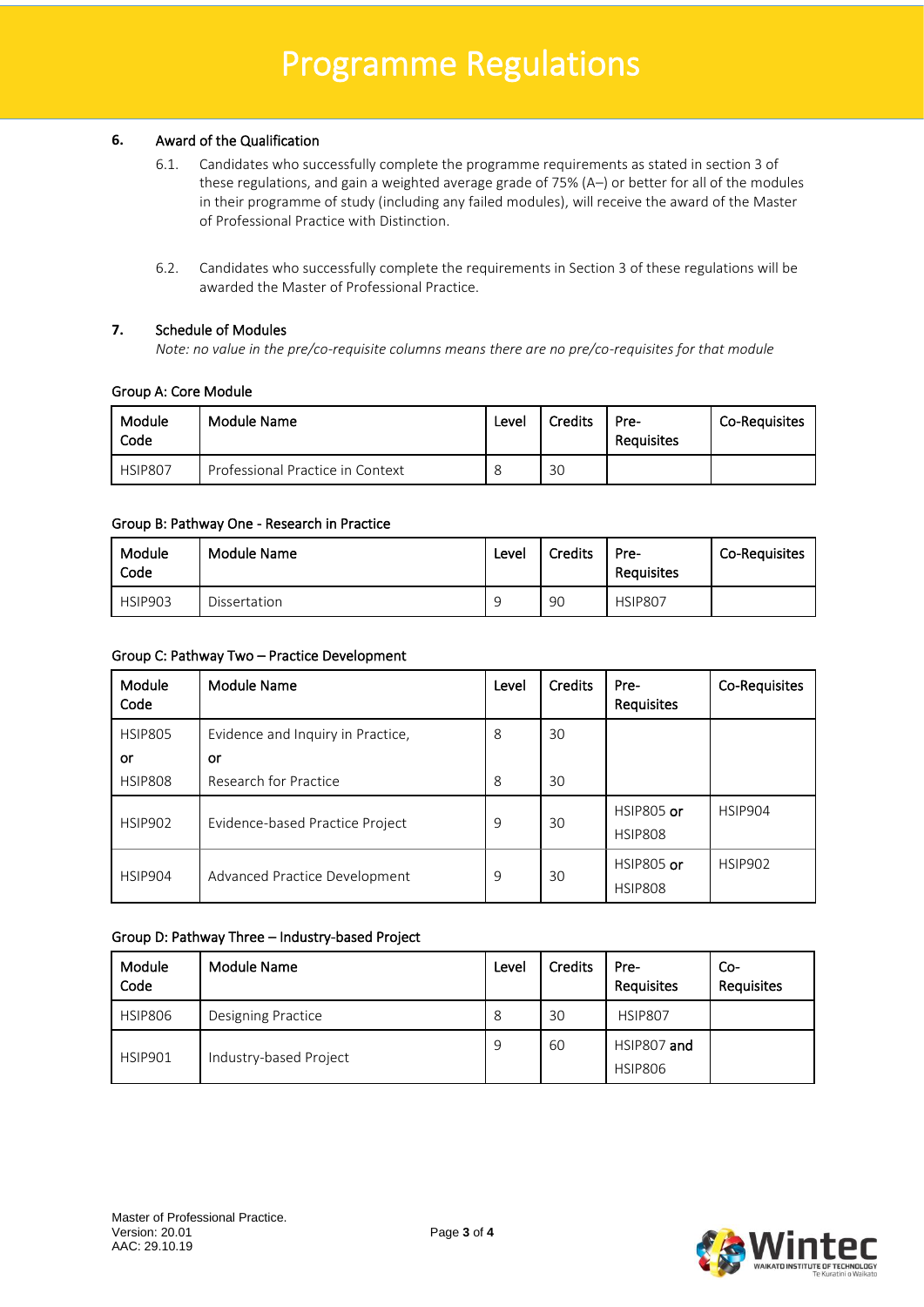## 6. Award of the Qualification

6.1. Candidates who successfully complete the programme requirements as stated in section 3 of these regulations, and gain a weighted average grade of 75% (A–) or better for all of the modules in their programme of study (including any failed modules), will receive the award of the Master of Professional Practice with Distinction.

6.2. Candidates who successfully complete the requirements in Section 3 of these regulations will be awarded the Master of Professional Practice.

## 7. Schedule of Modules

*Note: no value in the pre/co-requisite columns means there are no pre/co-requisites for that module*

### Group A: Core Module

| Module Code | Module Name | Level | Credits | Pre-Requisites | Co-Requisites |
|---|---|---|---|---|---|
| HSIP807 | Professional Practice in Context | 8 | 30 | | |

### Group B: Pathway One - Research in Practice

| Module Code | Module Name | Level | Credits | Pre-Requisites | Co-Requisites |
|---|---|---|---|---|---|
| HSIP903 | Dissertation | 9 | 90 | HSIP807 | |

### Group C: Pathway Two – Practice Development

| Module Code | Module Name | Level | Credits | Pre-Requisites | Co-Requisites |
|---|---|---|---|---|---|
| HSIP805 **or** HSIP808 | Evidence and Inquiry in Practice, **or** Research for Practice | 8 / 8 | 30 / 30 | | |
| HSIP902 | Evidence-based Practice Project | 9 | 30 | HSIP805 **or** HSIP808 | HSIP904 |
| HSIP904 | Advanced Practice Development | 9 | 30 | HSIP805 **or** HSIP808 | HSIP902 |

### Group D: Pathway Three – Industry-based Project

| Module Code | Module Name | Level | Credits | Pre-Requisites | Co-Requisites |
|---|---|---|---|---|---|
| HSIP806 | Designing Practice | 8 | 30 | HSIP807 | |
| HSIP901 | Industry-based Project | 9 | 60 | HSIP807 **and** HSIP806 | |

Master of Professional Practice.
Version: 20.01
AAC: 29.10.19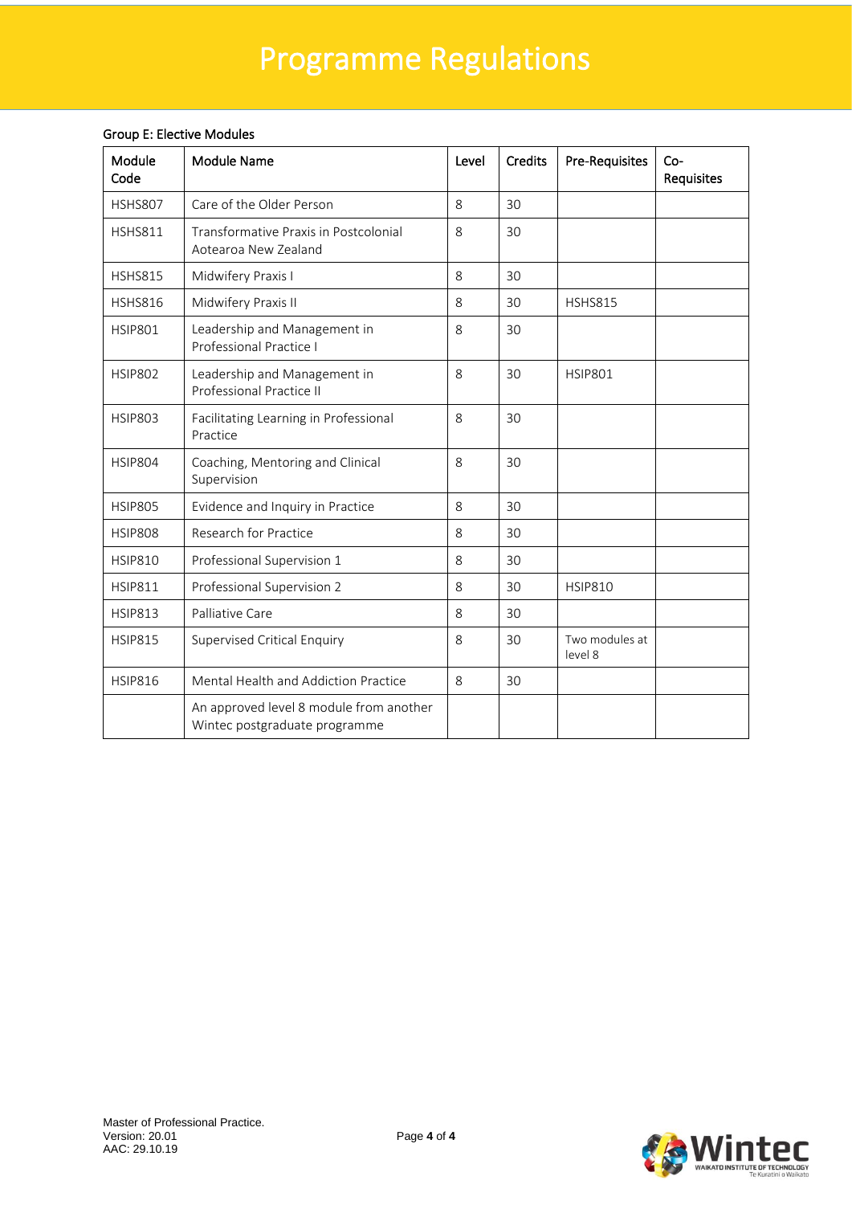# Programme Regulations

### Group E: Elective Modules

| Module Code | Module Name | Level | Credits | Pre-Requisites | Co-Requisites |
|---|---|---|---|---|---|
| HSHS807 | Care of the Older Person | 8 | 30 | | |
| HSHS811 | Transformative Praxis in Postcolonial Aotearoa New Zealand | 8 | 30 | | |
| HSHS815 | Midwifery Praxis I | 8 | 30 | | |
| HSHS816 | Midwifery Praxis II | 8 | 30 | HSHS815 | |
| HSIP801 | Leadership and Management in Professional Practice I | 8 | 30 | | |
| HSIP802 | Leadership and Management in Professional Practice II | 8 | 30 | HSIP801 | |
| HSIP803 | Facilitating Learning in Professional Practice | 8 | 30 | | |
| HSIP804 | Coaching, Mentoring and Clinical Supervision | 8 | 30 | | |
| HSIP805 | Evidence and Inquiry in Practice | 8 | 30 | | |
| HSIP808 | Research for Practice | 8 | 30 | | |
| HSIP810 | Professional Supervision 1 | 8 | 30 | | |
| HSIP811 | Professional Supervision 2 | 8 | 30 | HSIP810 | |
| HSIP813 | Palliative Care | 8 | 30 | | |
| HSIP815 | Supervised Critical Enquiry | 8 | 30 | Two modules at level 8 | |
| HSIP816 | Mental Health and Addiction Practice | 8 | 30 | | |
| | An approved level 8 module from another Wintec postgraduate programme | | | | |